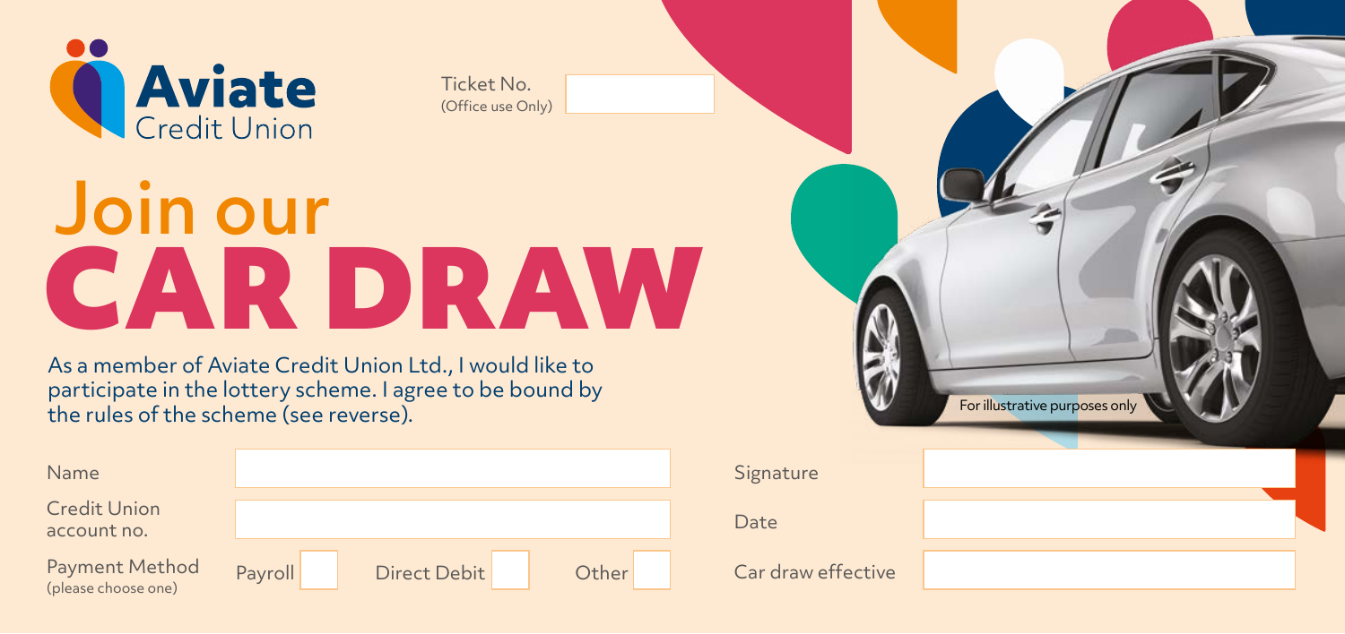Aviate
Credit Union

Ticket No.
(Office use Only)

# Join our
# CAR DRAW

As a member of Aviate Credit Union Ltd., I would like to participate in the lottery scheme. I agree to be bound by the rules of the scheme (see reverse).

For illustrative purposes only

| | |
|---|---|
| Name | |
| Credit Union account no. | |
| Payment Method (please choose one) | Payroll ☐ Direct Debit ☐ Other ☐ |
| Signature | |
| Date | |
| Car draw effective | |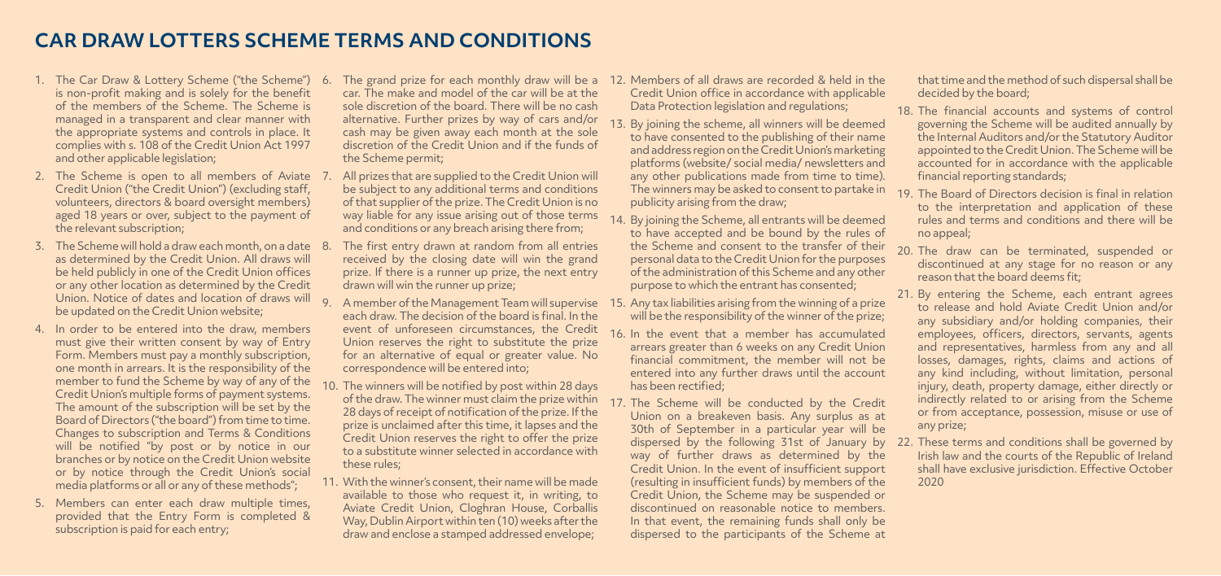# CAR DRAW LOTTERS SCHEME TERMS AND CONDITIONS

1. The Car Draw & Lottery Scheme ("the Scheme") is non-profit making and is solely for the benefit of the members of the Scheme. The Scheme is managed in a transparent and clear manner with the appropriate systems and controls in place. It complies with s. 108 of the Credit Union Act 1997 and other applicable legislation;
2. The Scheme is open to all members of Aviate Credit Union ("the Credit Union") (excluding staff, volunteers, directors & board oversight members) aged 18 years or over, subject to the payment of the relevant subscription;
3. The Scheme will hold a draw each month, on a date as determined by the Credit Union. All draws will be held publicly in one of the Credit Union offices or any other location as determined by the Credit Union. Notice of dates and location of draws will be updated on the Credit Union website;
4. In order to be entered into the draw, members must give their written consent by way of Entry Form. Members must pay a monthly subscription, one month in arrears. It is the responsibility of the member to fund the Scheme by way of any of the Credit Union's multiple forms of payment systems. The amount of the subscription will be set by the Board of Directors ("the board") from time to time. Changes to subscription and Terms & Conditions will be notified "by post or by notice in our branches or by notice on the Credit Union website or by notice through the Credit Union's social media platforms or all or any of these methods";
5. Members can enter each draw multiple times, provided that the Entry Form is completed & subscription is paid for each entry;
6. The grand prize for each monthly draw will be a car. The make and model of the car will be at the sole discretion of the board. There will be no cash alternative. Further prizes by way of cars and/or cash may be given away each month at the sole discretion of the Credit Union and if the funds of the Scheme permit;
7. All prizes that are supplied to the Credit Union will be subject to any additional terms and conditions of that supplier of the prize. The Credit Union is no way liable for any issue arising out of those terms and conditions or any breach arising there from;
8. The first entry drawn at random from all entries received by the closing date will win the grand prize. If there is a runner up prize, the next entry drawn will win the runner up prize;
9. A member of the Management Team will supervise each draw. The decision of the board is final. In the event of unforeseen circumstances, the Credit Union reserves the right to substitute the prize for an alternative of equal or greater value. No correspondence will be entered into;
10. The winners will be notified by post within 28 days of the draw. The winner must claim the prize within 28 days of receipt of notification of the prize. If the prize is unclaimed after this time, it lapses and the Credit Union reserves the right to offer the prize to a substitute winner selected in accordance with these rules;
11. With the winner's consent, their name will be made available to those who request it, in writing, to Aviate Credit Union, Cloghran House, Corballis Way, Dublin Airport within ten (10) weeks after the draw and enclose a stamped addressed envelope;
12. Members of all draws are recorded & held in the Credit Union office in accordance with applicable Data Protection legislation and regulations;
13. By joining the scheme, all winners will be deemed to have consented to the publishing of their name and address region on the Credit Union's marketing platforms (website/ social media/ newsletters and any other publications made from time to time). The winners may be asked to consent to partake in publicity arising from the draw;
14. By joining the Scheme, all entrants will be deemed to have accepted and be bound by the rules of the Scheme and consent to the transfer of their personal data to the Credit Union for the purposes of the administration of this Scheme and any other purpose to which the entrant has consented;
15. Any tax liabilities arising from the winning of a prize will be the responsibility of the winner of the prize;
16. In the event that a member has accumulated arrears greater than 6 weeks on any Credit Union financial commitment, the member will not be entered into any further draws until the account has been rectified;
17. The Scheme will be conducted by the Credit Union on a breakeven basis. Any surplus as at 30th of September in a particular year will be dispersed by the following 31st of January by way of further draws as determined by the Credit Union. In the event of insufficient support (resulting in insufficient funds) by members of the Credit Union, the Scheme may be suspended or discontinued on reasonable notice to members. In that event, the remaining funds shall only be dispersed to the participants of the Scheme at that time and the method of such dispersal shall be decided by the board;
18. The financial accounts and systems of control governing the Scheme will be audited annually by the Internal Auditors and/or the Statutory Auditor appointed to the Credit Union. The Scheme will be accounted for in accordance with the applicable financial reporting standards;
19. The Board of Directors decision is final in relation to the interpretation and application of these rules and terms and conditions and there will be no appeal;
20. The draw can be terminated, suspended or discontinued at any stage for no reason or any reason that the board deems fit;
21. By entering the Scheme, each entrant agrees to release and hold Aviate Credit Union and/or any subsidiary and/or holding companies, their employees, officers, directors, servants, agents and representatives, harmless from any and all losses, damages, rights, claims and actions of any kind including, without limitation, personal injury, death, property damage, either directly or indirectly related to or arising from the Scheme or from acceptance, possession, misuse or use of any prize;
22. These terms and conditions shall be governed by Irish law and the courts of the Republic of Ireland shall have exclusive jurisdiction. Effective October 2020